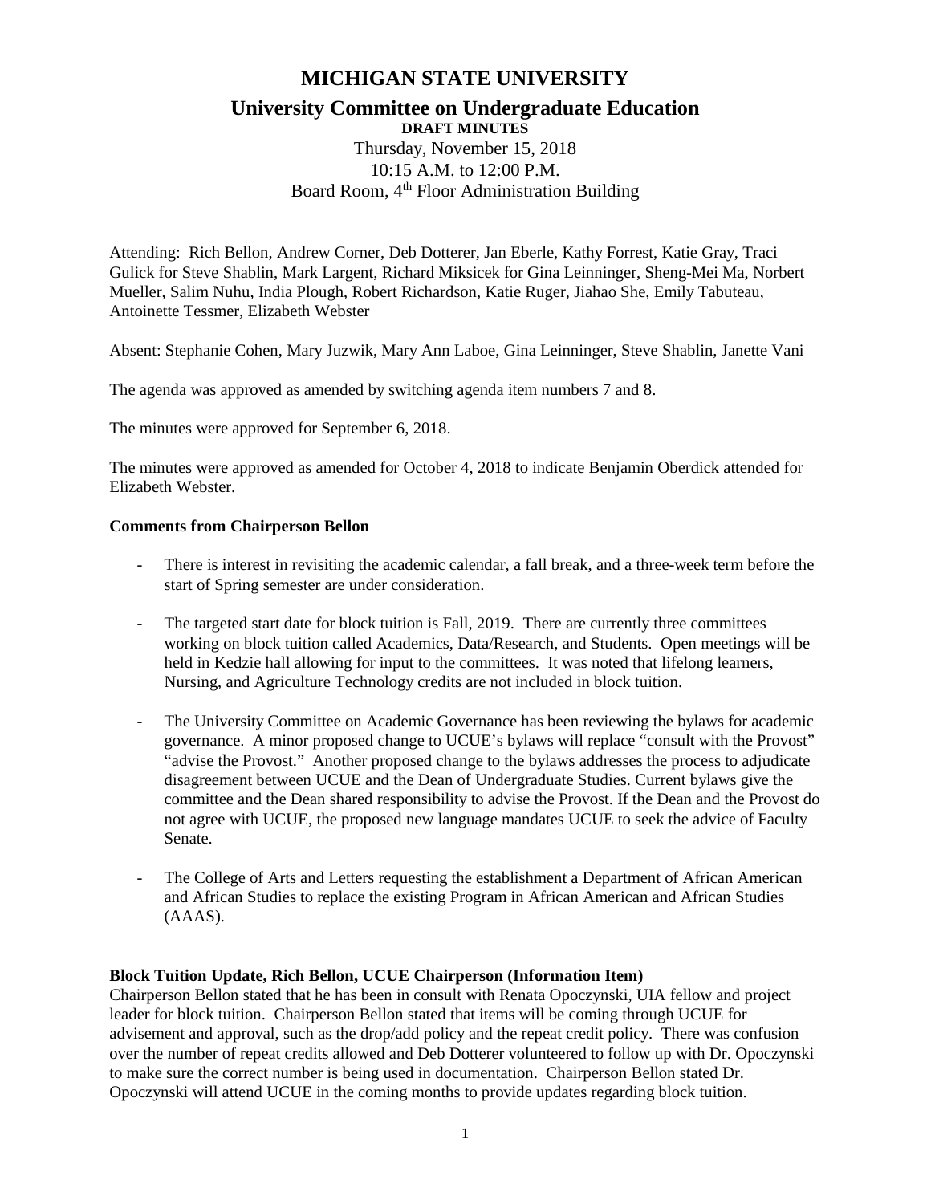# MICHIGAN STATE UNIVERSITY

## University Committee on Undergraduate Education

**DRAFT MINUTES**

Thursday, November 15, 2018
10:15 A.M. to 12:00 P.M.
Board Room, 4th Floor Administration Building

Attending: Rich Bellon, Andrew Corner, Deb Dotterer, Jan Eberle, Kathy Forrest, Katie Gray, Traci Gulick for Steve Shablin, Mark Largent, Richard Miksicek for Gina Leinninger, Sheng-Mei Ma, Norbert Mueller, Salim Nuhu, India Plough, Robert Richardson, Katie Ruger, Jiahao She, Emily Tabuteau, Antoinette Tessmer, Elizabeth Webster

Absent: Stephanie Cohen, Mary Juzwik, Mary Ann Laboe, Gina Leinninger, Steve Shablin, Janette Vani

The agenda was approved as amended by switching agenda item numbers 7 and 8.

The minutes were approved for September 6, 2018.

The minutes were approved as amended for October 4, 2018 to indicate Benjamin Oberdick attended for Elizabeth Webster.

**Comments from Chairperson Bellon**

- There is interest in revisiting the academic calendar, a fall break, and a three-week term before the start of Spring semester are under consideration.

- The targeted start date for block tuition is Fall, 2019. There are currently three committees working on block tuition called Academics, Data/Research, and Students. Open meetings will be held in Kedzie hall allowing for input to the committees. It was noted that lifelong learners, Nursing, and Agriculture Technology credits are not included in block tuition.

- The University Committee on Academic Governance has been reviewing the bylaws for academic governance. A minor proposed change to UCUE's bylaws will replace "consult with the Provost" "advise the Provost." Another proposed change to the bylaws addresses the process to adjudicate disagreement between UCUE and the Dean of Undergraduate Studies. Current bylaws give the committee and the Dean shared responsibility to advise the Provost. If the Dean and the Provost do not agree with UCUE, the proposed new language mandates UCUE to seek the advice of Faculty Senate.

- The College of Arts and Letters requesting the establishment a Department of African American and African Studies to replace the existing Program in African American and African Studies (AAAS).

**Block Tuition Update, Rich Bellon, UCUE Chairperson (Information Item)**

Chairperson Bellon stated that he has been in consult with Renata Opoczynski, UIA fellow and project leader for block tuition. Chairperson Bellon stated that items will be coming through UCUE for advisement and approval, such as the drop/add policy and the repeat credit policy. There was confusion over the number of repeat credits allowed and Deb Dotterer volunteered to follow up with Dr. Opoczynski to make sure the correct number is being used in documentation. Chairperson Bellon stated Dr. Opoczynski will attend UCUE in the coming months to provide updates regarding block tuition.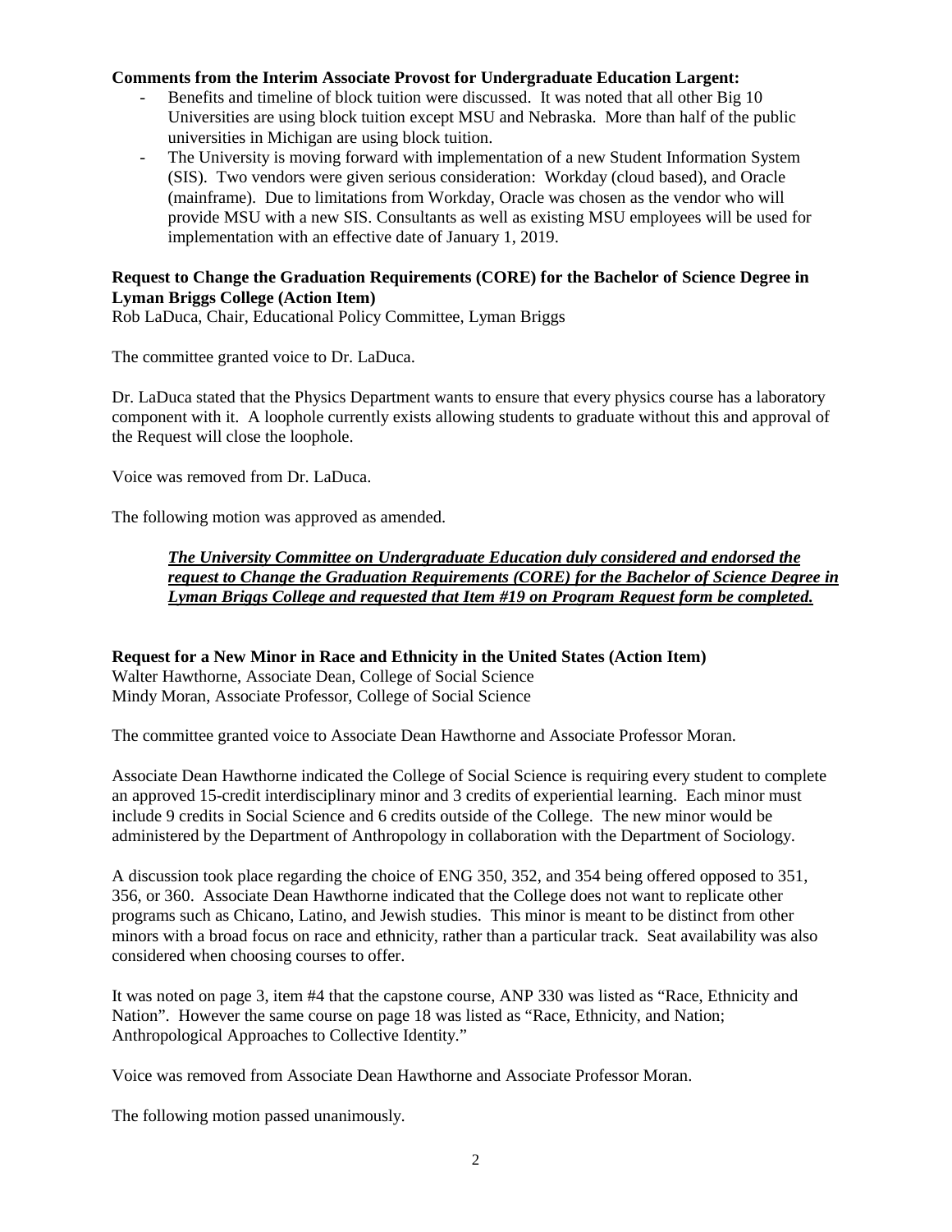**Comments from the Interim Associate Provost for Undergraduate Education Largent:**

- Benefits and timeline of block tuition were discussed. It was noted that all other Big 10 Universities are using block tuition except MSU and Nebraska. More than half of the public universities in Michigan are using block tuition.
- The University is moving forward with implementation of a new Student Information System (SIS). Two vendors were given serious consideration: Workday (cloud based), and Oracle (mainframe). Due to limitations from Workday, Oracle was chosen as the vendor who will provide MSU with a new SIS. Consultants as well as existing MSU employees will be used for implementation with an effective date of January 1, 2019.

**Request to Change the Graduation Requirements (CORE) for the Bachelor of Science Degree in Lyman Briggs College (Action Item)**
Rob LaDuca, Chair, Educational Policy Committee, Lyman Briggs

The committee granted voice to Dr. LaDuca.

Dr. LaDuca stated that the Physics Department wants to ensure that every physics course has a laboratory component with it. A loophole currently exists allowing students to graduate without this and approval of the Request will close the loophole.

Voice was removed from Dr. LaDuca.

The following motion was approved as amended.

> ***The University Committee on Undergraduate Education duly considered and endorsed the request to Change the Graduation Requirements (CORE) for the Bachelor of Science Degree in Lyman Briggs College and requested that Item #19 on Program Request form be completed.***

**Request for a New Minor in Race and Ethnicity in the United States (Action Item)**
Walter Hawthorne, Associate Dean, College of Social Science
Mindy Moran, Associate Professor, College of Social Science

The committee granted voice to Associate Dean Hawthorne and Associate Professor Moran.

Associate Dean Hawthorne indicated the College of Social Science is requiring every student to complete an approved 15-credit interdisciplinary minor and 3 credits of experiential learning. Each minor must include 9 credits in Social Science and 6 credits outside of the College. The new minor would be administered by the Department of Anthropology in collaboration with the Department of Sociology.

A discussion took place regarding the choice of ENG 350, 352, and 354 being offered opposed to 351, 356, or 360. Associate Dean Hawthorne indicated that the College does not want to replicate other programs such as Chicano, Latino, and Jewish studies. This minor is meant to be distinct from other minors with a broad focus on race and ethnicity, rather than a particular track. Seat availability was also considered when choosing courses to offer.

It was noted on page 3, item #4 that the capstone course, ANP 330 was listed as "Race, Ethnicity and Nation". However the same course on page 18 was listed as "Race, Ethnicity, and Nation; Anthropological Approaches to Collective Identity."

Voice was removed from Associate Dean Hawthorne and Associate Professor Moran.

The following motion passed unanimously.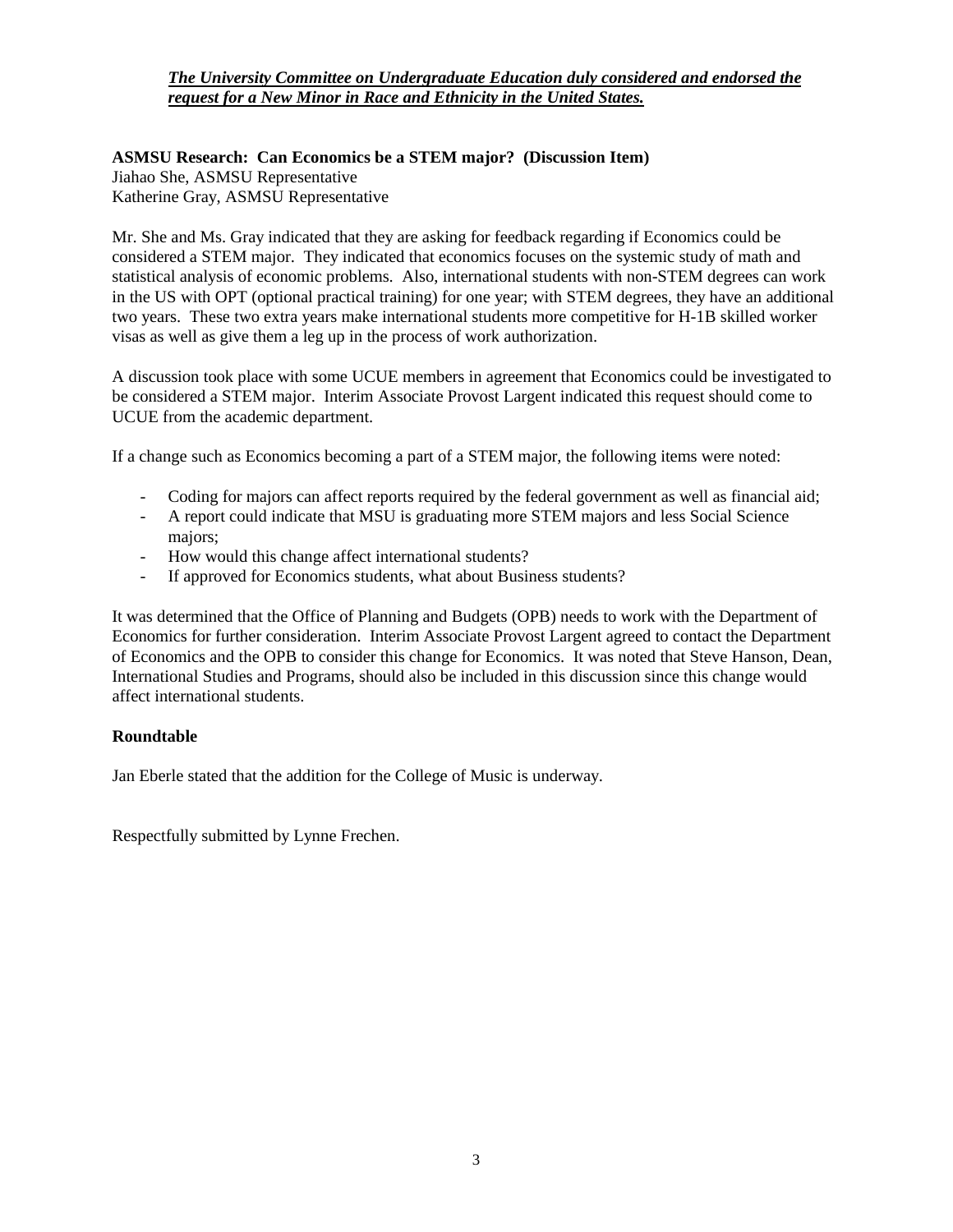***The University Committee on Undergraduate Education duly considered and endorsed the request for a New Minor in Race and Ethnicity in the United States.***

**ASMSU Research: Can Economics be a STEM major? (Discussion Item)**
Jiahao She, ASMSU Representative
Katherine Gray, ASMSU Representative

Mr. She and Ms. Gray indicated that they are asking for feedback regarding if Economics could be considered a STEM major. They indicated that economics focuses on the systemic study of math and statistical analysis of economic problems. Also, international students with non-STEM degrees can work in the US with OPT (optional practical training) for one year; with STEM degrees, they have an additional two years. These two extra years make international students more competitive for H-1B skilled worker visas as well as give them a leg up in the process of work authorization.

A discussion took place with some UCUE members in agreement that Economics could be investigated to be considered a STEM major. Interim Associate Provost Largent indicated this request should come to UCUE from the academic department.

If a change such as Economics becoming a part of a STEM major, the following items were noted:

- Coding for majors can affect reports required by the federal government as well as financial aid;
- A report could indicate that MSU is graduating more STEM majors and less Social Science majors;
- How would this change affect international students?
- If approved for Economics students, what about Business students?

It was determined that the Office of Planning and Budgets (OPB) needs to work with the Department of Economics for further consideration. Interim Associate Provost Largent agreed to contact the Department of Economics and the OPB to consider this change for Economics. It was noted that Steve Hanson, Dean, International Studies and Programs, should also be included in this discussion since this change would affect international students.

**Roundtable**

Jan Eberle stated that the addition for the College of Music is underway.

Respectfully submitted by Lynne Frechen.